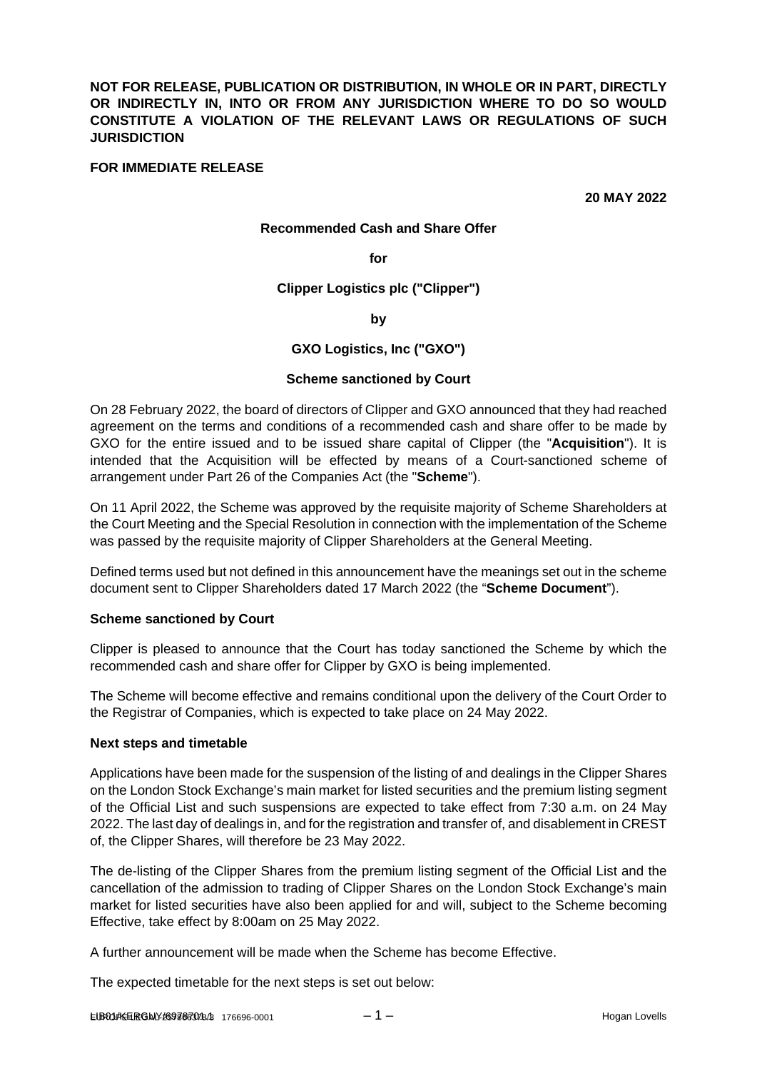**NOT FOR RELEASE, PUBLICATION OR DISTRIBUTION, IN WHOLE OR IN PART, DIRECTLY OR INDIRECTLY IN, INTO OR FROM ANY JURISDICTION WHERE TO DO SO WOULD CONSTITUTE A VIOLATION OF THE RELEVANT LAWS OR REGULATIONS OF SUCH JURISDICTION**

**FOR IMMEDIATE RELEASE**

**20 MAY 2022**

**Recommended Cash and Share Offer**

**for**

**Clipper Logistics plc ("Clipper")**

**by**

**GXO Logistics, Inc ("GXO")**

**Scheme sanctioned by Court**

On 28 February 2022, the board of directors of Clipper and GXO announced that they had reached agreement on the terms and conditions of a recommended cash and share offer to be made by GXO for the entire issued and to be issued share capital of Clipper (the "**Acquisition**"). It is intended that the Acquisition will be effected by means of a Court-sanctioned scheme of arrangement under Part 26 of the Companies Act (the "**Scheme**").

On 11 April 2022, the Scheme was approved by the requisite majority of Scheme Shareholders at the Court Meeting and the Special Resolution in connection with the implementation of the Scheme was passed by the requisite majority of Clipper Shareholders at the General Meeting.

Defined terms used but not defined in this announcement have the meanings set out in the scheme document sent to Clipper Shareholders dated 17 March 2022 (the "**Scheme Document**").

**Scheme sanctioned by Court**

Clipper is pleased to announce that the Court has today sanctioned the Scheme by which the recommended cash and share offer for Clipper by GXO is being implemented.

The Scheme will become effective and remains conditional upon the delivery of the Court Order to the Registrar of Companies, which is expected to take place on 24 May 2022.

**Next steps and timetable**

Applications have been made for the suspension of the listing of and dealings in the Clipper Shares on the London Stock Exchange's main market for listed securities and the premium listing segment of the Official List and such suspensions are expected to take effect from 7:30 a.m. on 24 May 2022. The last day of dealings in, and for the registration and transfer of, and disablement in CREST of, the Clipper Shares, will therefore be 23 May 2022.

The de-listing of the Clipper Shares from the premium listing segment of the Official List and the cancellation of the admission to trading of Clipper Shares on the London Stock Exchange's main market for listed securities have also been applied for and will, subject to the Scheme becoming Effective, take effect by 8:00am on 25 May 2022.

A further announcement will be made when the Scheme has become Effective.

The expected timetable for the next steps is set out below: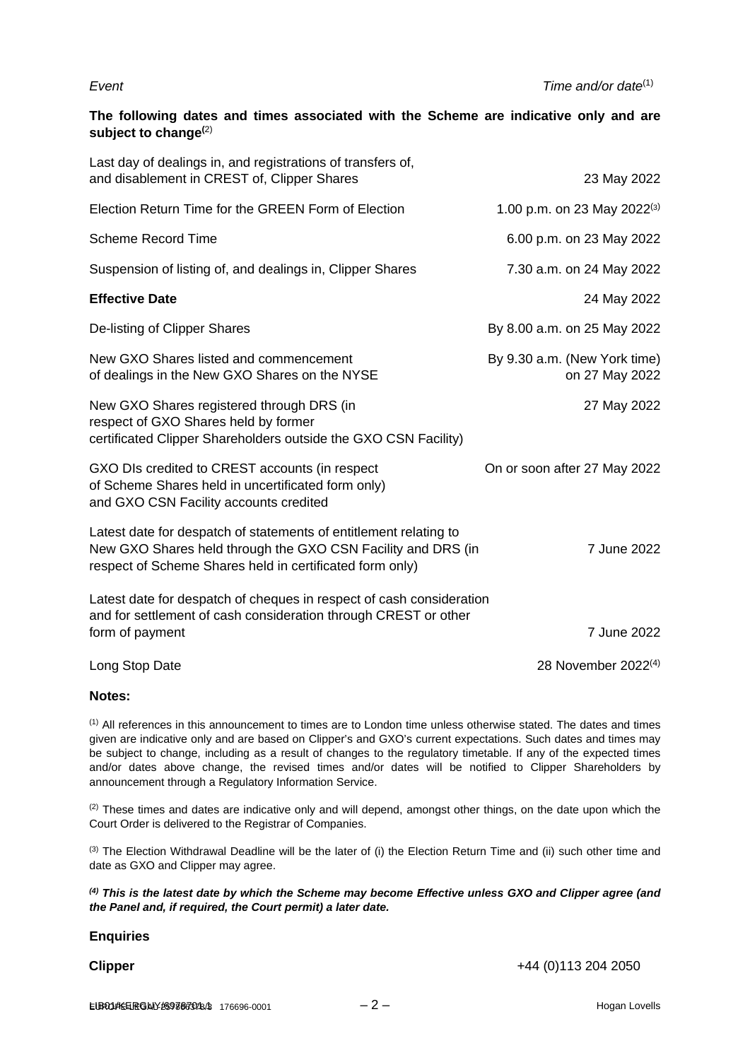| *Event* | *Time and/or date*[(1)] |
|---|---|
| **The following dates and times associated with the Scheme are indicative only and are subject to change**[(2)] | |
| Last day of dealings in, and registrations of transfers of, and disablement in CREST of, Clipper Shares | 23 May 2022 |
| Election Return Time for the GREEN Form of Election | 1.00 p.m. on 23 May 2022[(3)] |
| Scheme Record Time | 6.00 p.m. on 23 May 2022 |
| Suspension of listing of, and dealings in, Clipper Shares | 7.30 a.m. on 24 May 2022 |
| **Effective Date** | 24 May 2022 |
| De-listing of Clipper Shares | By 8.00 a.m. on 25 May 2022 |
| New GXO Shares listed and commencement of dealings in the New GXO Shares on the NYSE | By 9.30 a.m. (New York time) on 27 May 2022 |
| New GXO Shares registered through DRS (in respect of GXO Shares held by former certificated Clipper Shareholders outside the GXO CSN Facility) | 27 May 2022 |
| GXO DIs credited to CREST accounts (in respect of Scheme Shares held in uncertificated form only) and GXO CSN Facility accounts credited | On or soon after 27 May 2022 |
| Latest date for despatch of statements of entitlement relating to New GXO Shares held through the GXO CSN Facility and DRS (in respect of Scheme Shares held in certificated form only) | 7 June 2022 |
| Latest date for despatch of cheques in respect of cash consideration and for settlement of cash consideration through CREST or other form of payment | 7 June 2022 |
| Long Stop Date | 28 November 2022[(4)] |

**Notes:**

(1) All references in this announcement to times are to London time unless otherwise stated. The dates and times given are indicative only and are based on Clipper's and GXO's current expectations. Such dates and times may be subject to change, including as a result of changes to the regulatory timetable. If any of the expected times and/or dates above change, the revised times and/or dates will be notified to Clipper Shareholders by announcement through a Regulatory Information Service.

(2) These times and dates are indicative only and will depend, amongst other things, on the date upon which the Court Order is delivered to the Registrar of Companies.

(3) The Election Withdrawal Deadline will be the later of (i) the Election Return Time and (ii) such other time and date as GXO and Clipper may agree.

***(4) This is the latest date by which the Scheme may become Effective unless GXO and Clipper agree (and the Panel and, if required, the Court permit) a later date.***

**Enquiries**

| | |
|---|---|
| **Clipper** | +44 (0)113 204 2050 |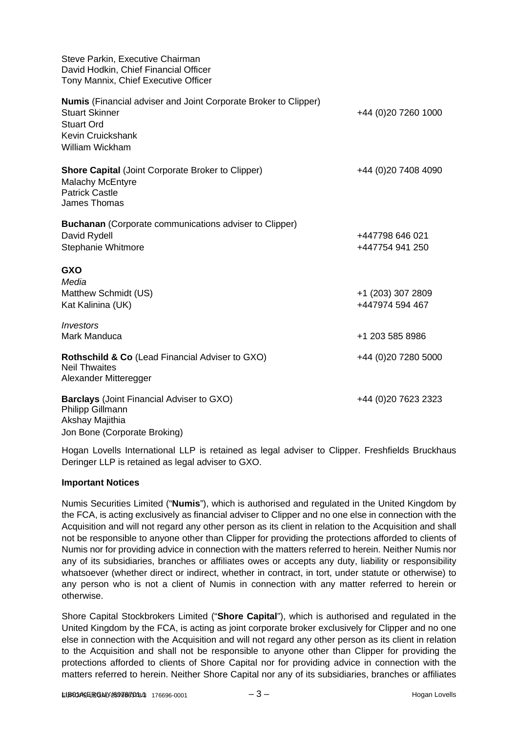Steve Parkin, Executive Chairman
David Hodkin, Chief Financial Officer
Tony Mannix, Chief Executive Officer

**Numis** (Financial adviser and Joint Corporate Broker to Clipper)
Stuart Skinner — +44 (0)20 7260 1000
Stuart Ord
Kevin Cruickshank
William Wickham

**Shore Capital** (Joint Corporate Broker to Clipper) — +44 (0)20 7408 4090
Malachy McEntyre
Patrick Castle
James Thomas

**Buchanan** (Corporate communications adviser to Clipper)
David Rydell — +447798 646 021
Stephanie Whitmore — +447754 941 250

**GXO**
*Media*
Matthew Schmidt (US) — +1 (203) 307 2809
Kat Kalinina (UK) — +447974 594 467

*Investors*
Mark Manduca — +1 203 585 8986

**Rothschild & Co** (Lead Financial Adviser to GXO) — +44 (0)20 7280 5000
Neil Thwaites
Alexander Mitteregger

**Barclays** (Joint Financial Adviser to GXO) — +44 (0)20 7623 2323
Philipp Gillmann
Akshay Majithia
Jon Bone (Corporate Broking)

Hogan Lovells International LLP is retained as legal adviser to Clipper. Freshfields Bruckhaus Deringer LLP is retained as legal adviser to GXO.

**Important Notices**

Numis Securities Limited ("**Numis**"), which is authorised and regulated in the United Kingdom by the FCA, is acting exclusively as financial adviser to Clipper and no one else in connection with the Acquisition and will not regard any other person as its client in relation to the Acquisition and shall not be responsible to anyone other than Clipper for providing the protections afforded to clients of Numis nor for providing advice in connection with the matters referred to herein. Neither Numis nor any of its subsidiaries, branches or affiliates owes or accepts any duty, liability or responsibility whatsoever (whether direct or indirect, whether in contract, in tort, under statute or otherwise) to any person who is not a client of Numis in connection with any matter referred to herein or otherwise.

Shore Capital Stockbrokers Limited ("**Shore Capital**"), which is authorised and regulated in the United Kingdom by the FCA, is acting as joint corporate broker exclusively for Clipper and no one else in connection with the Acquisition and will not regard any other person as its client in relation to the Acquisition and shall not be responsible to anyone other than Clipper for providing the protections afforded to clients of Shore Capital nor for providing advice in connection with the matters referred to herein. Neither Shore Capital nor any of its subsidiaries, branches or affiliates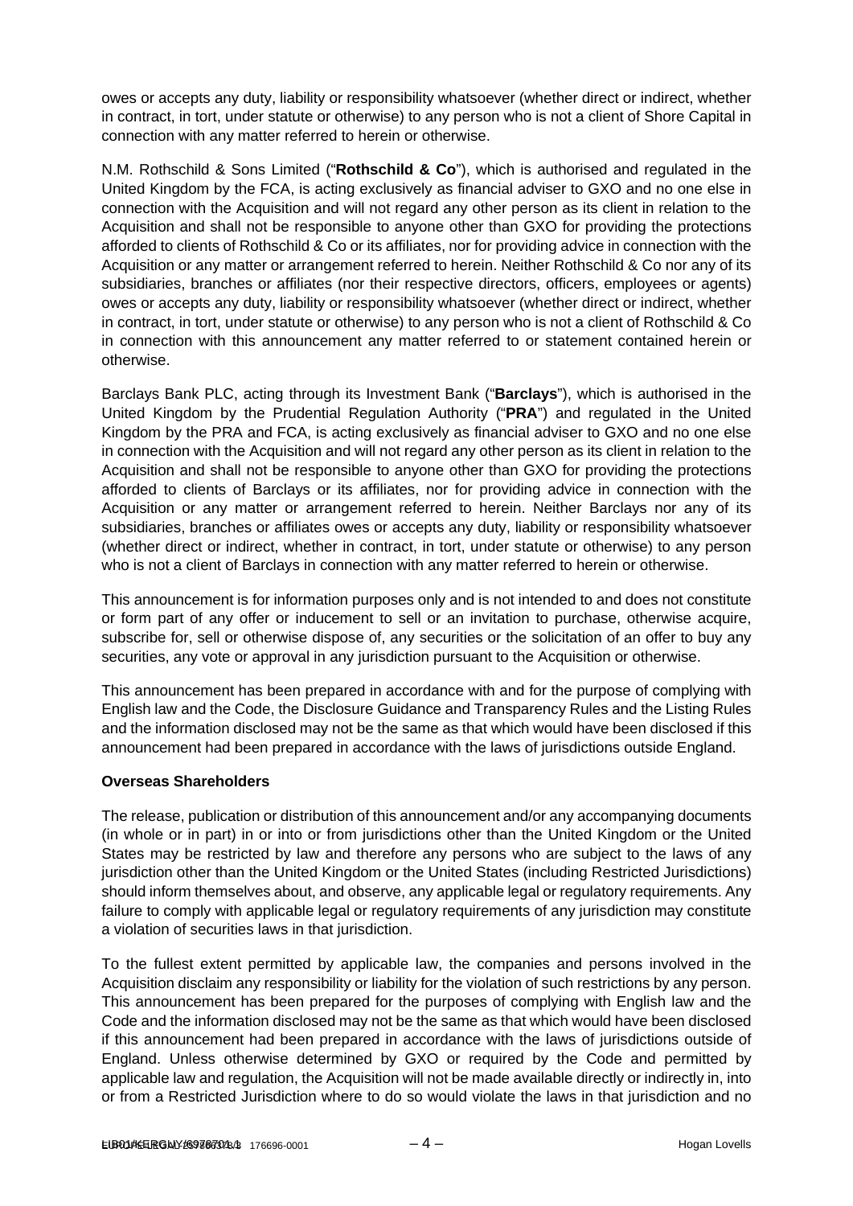owes or accepts any duty, liability or responsibility whatsoever (whether direct or indirect, whether in contract, in tort, under statute or otherwise) to any person who is not a client of Shore Capital in connection with any matter referred to herein or otherwise.

N.M. Rothschild & Sons Limited ("**Rothschild & Co**"), which is authorised and regulated in the United Kingdom by the FCA, is acting exclusively as financial adviser to GXO and no one else in connection with the Acquisition and will not regard any other person as its client in relation to the Acquisition and shall not be responsible to anyone other than GXO for providing the protections afforded to clients of Rothschild & Co or its affiliates, nor for providing advice in connection with the Acquisition or any matter or arrangement referred to herein. Neither Rothschild & Co nor any of its subsidiaries, branches or affiliates (nor their respective directors, officers, employees or agents) owes or accepts any duty, liability or responsibility whatsoever (whether direct or indirect, whether in contract, in tort, under statute or otherwise) to any person who is not a client of Rothschild & Co in connection with this announcement any matter referred to or statement contained herein or otherwise.

Barclays Bank PLC, acting through its Investment Bank ("**Barclays**"), which is authorised in the United Kingdom by the Prudential Regulation Authority ("**PRA**") and regulated in the United Kingdom by the PRA and FCA, is acting exclusively as financial adviser to GXO and no one else in connection with the Acquisition and will not regard any other person as its client in relation to the Acquisition and shall not be responsible to anyone other than GXO for providing the protections afforded to clients of Barclays or its affiliates, nor for providing advice in connection with the Acquisition or any matter or arrangement referred to herein. Neither Barclays nor any of its subsidiaries, branches or affiliates owes or accepts any duty, liability or responsibility whatsoever (whether direct or indirect, whether in contract, in tort, under statute or otherwise) to any person who is not a client of Barclays in connection with any matter referred to herein or otherwise.

This announcement is for information purposes only and is not intended to and does not constitute or form part of any offer or inducement to sell or an invitation to purchase, otherwise acquire, subscribe for, sell or otherwise dispose of, any securities or the solicitation of an offer to buy any securities, any vote or approval in any jurisdiction pursuant to the Acquisition or otherwise.

This announcement has been prepared in accordance with and for the purpose of complying with English law and the Code, the Disclosure Guidance and Transparency Rules and the Listing Rules and the information disclosed may not be the same as that which would have been disclosed if this announcement had been prepared in accordance with the laws of jurisdictions outside England.

**Overseas Shareholders**

The release, publication or distribution of this announcement and/or any accompanying documents (in whole or in part) in or into or from jurisdictions other than the United Kingdom or the United States may be restricted by law and therefore any persons who are subject to the laws of any jurisdiction other than the United Kingdom or the United States (including Restricted Jurisdictions) should inform themselves about, and observe, any applicable legal or regulatory requirements. Any failure to comply with applicable legal or regulatory requirements of any jurisdiction may constitute a violation of securities laws in that jurisdiction.

To the fullest extent permitted by applicable law, the companies and persons involved in the Acquisition disclaim any responsibility or liability for the violation of such restrictions by any person. This announcement has been prepared for the purposes of complying with English law and the Code and the information disclosed may not be the same as that which would have been disclosed if this announcement had been prepared in accordance with the laws of jurisdictions outside of England. Unless otherwise determined by GXO or required by the Code and permitted by applicable law and regulation, the Acquisition will not be made available directly or indirectly in, into or from a Restricted Jurisdiction where to do so would violate the laws in that jurisdiction and no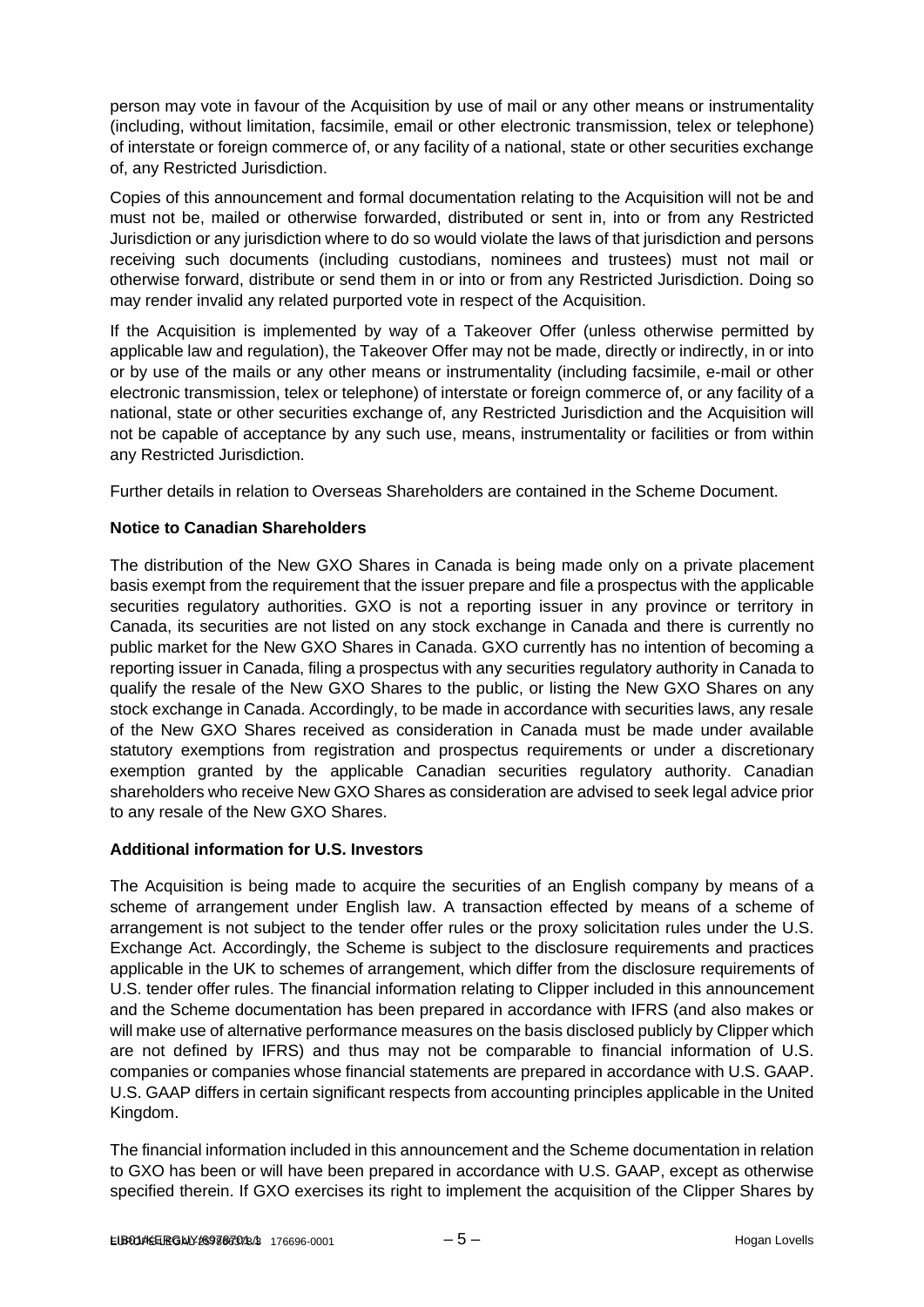person may vote in favour of the Acquisition by use of mail or any other means or instrumentality (including, without limitation, facsimile, email or other electronic transmission, telex or telephone) of interstate or foreign commerce of, or any facility of a national, state or other securities exchange of, any Restricted Jurisdiction.

Copies of this announcement and formal documentation relating to the Acquisition will not be and must not be, mailed or otherwise forwarded, distributed or sent in, into or from any Restricted Jurisdiction or any jurisdiction where to do so would violate the laws of that jurisdiction and persons receiving such documents (including custodians, nominees and trustees) must not mail or otherwise forward, distribute or send them in or into or from any Restricted Jurisdiction. Doing so may render invalid any related purported vote in respect of the Acquisition.

If the Acquisition is implemented by way of a Takeover Offer (unless otherwise permitted by applicable law and regulation), the Takeover Offer may not be made, directly or indirectly, in or into or by use of the mails or any other means or instrumentality (including facsimile, e-mail or other electronic transmission, telex or telephone) of interstate or foreign commerce of, or any facility of a national, state or other securities exchange of, any Restricted Jurisdiction and the Acquisition will not be capable of acceptance by any such use, means, instrumentality or facilities or from within any Restricted Jurisdiction.

Further details in relation to Overseas Shareholders are contained in the Scheme Document.

**Notice to Canadian Shareholders**

The distribution of the New GXO Shares in Canada is being made only on a private placement basis exempt from the requirement that the issuer prepare and file a prospectus with the applicable securities regulatory authorities. GXO is not a reporting issuer in any province or territory in Canada, its securities are not listed on any stock exchange in Canada and there is currently no public market for the New GXO Shares in Canada. GXO currently has no intention of becoming a reporting issuer in Canada, filing a prospectus with any securities regulatory authority in Canada to qualify the resale of the New GXO Shares to the public, or listing the New GXO Shares on any stock exchange in Canada. Accordingly, to be made in accordance with securities laws, any resale of the New GXO Shares received as consideration in Canada must be made under available statutory exemptions from registration and prospectus requirements or under a discretionary exemption granted by the applicable Canadian securities regulatory authority. Canadian shareholders who receive New GXO Shares as consideration are advised to seek legal advice prior to any resale of the New GXO Shares.

**Additional information for U.S. Investors**

The Acquisition is being made to acquire the securities of an English company by means of a scheme of arrangement under English law. A transaction effected by means of a scheme of arrangement is not subject to the tender offer rules or the proxy solicitation rules under the U.S. Exchange Act. Accordingly, the Scheme is subject to the disclosure requirements and practices applicable in the UK to schemes of arrangement, which differ from the disclosure requirements of U.S. tender offer rules. The financial information relating to Clipper included in this announcement and the Scheme documentation has been prepared in accordance with IFRS (and also makes or will make use of alternative performance measures on the basis disclosed publicly by Clipper which are not defined by IFRS) and thus may not be comparable to financial information of U.S. companies or companies whose financial statements are prepared in accordance with U.S. GAAP. U.S. GAAP differs in certain significant respects from accounting principles applicable in the United Kingdom.

The financial information included in this announcement and the Scheme documentation in relation to GXO has been or will have been prepared in accordance with U.S. GAAP, except as otherwise specified therein. If GXO exercises its right to implement the acquisition of the Clipper Shares by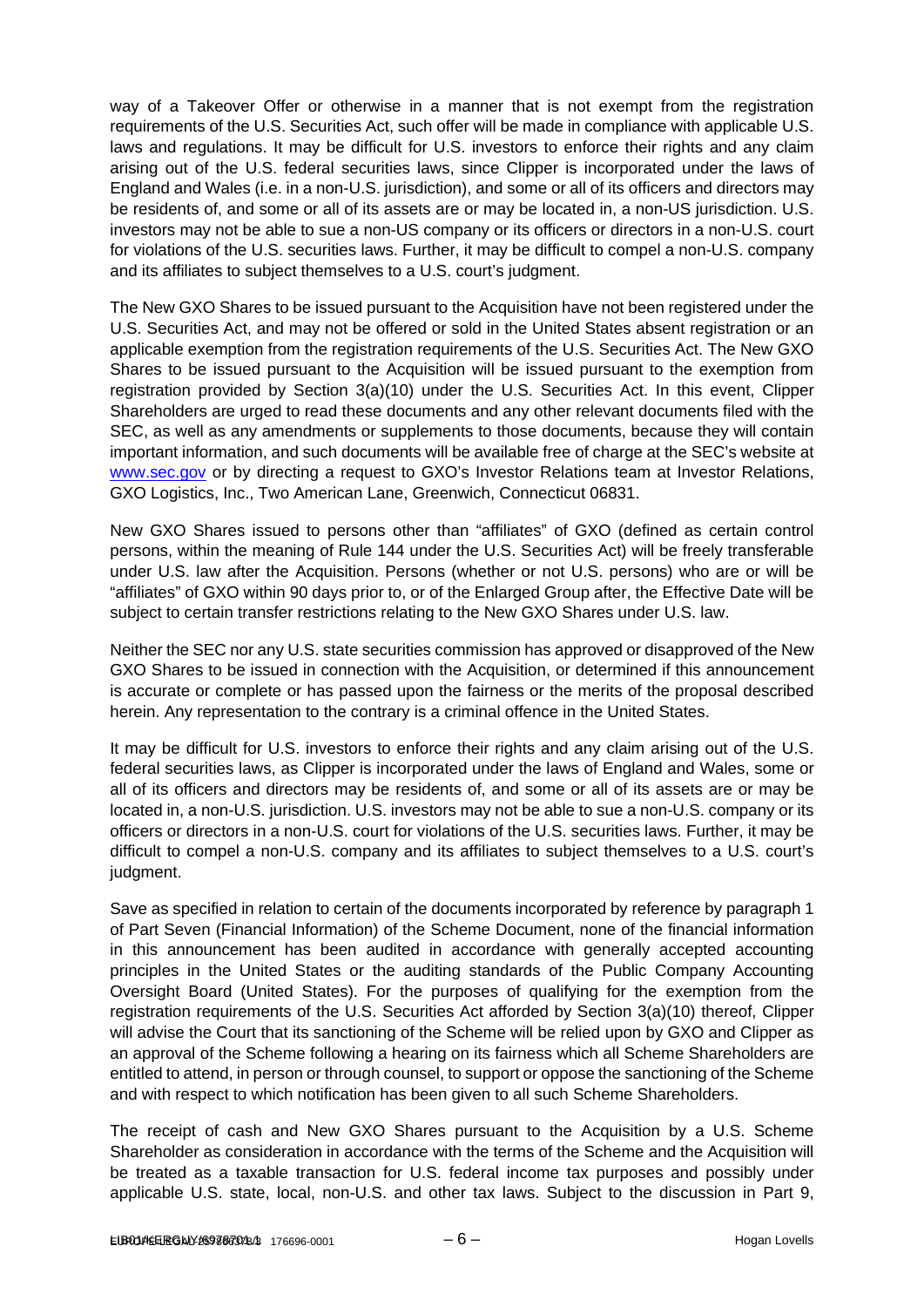way of a Takeover Offer or otherwise in a manner that is not exempt from the registration requirements of the U.S. Securities Act, such offer will be made in compliance with applicable U.S. laws and regulations. It may be difficult for U.S. investors to enforce their rights and any claim arising out of the U.S. federal securities laws, since Clipper is incorporated under the laws of England and Wales (i.e. in a non-U.S. jurisdiction), and some or all of its officers and directors may be residents of, and some or all of its assets are or may be located in, a non-US jurisdiction. U.S. investors may not be able to sue a non-US company or its officers or directors in a non-U.S. court for violations of the U.S. securities laws. Further, it may be difficult to compel a non-U.S. company and its affiliates to subject themselves to a U.S. court's judgment.

The New GXO Shares to be issued pursuant to the Acquisition have not been registered under the U.S. Securities Act, and may not be offered or sold in the United States absent registration or an applicable exemption from the registration requirements of the U.S. Securities Act. The New GXO Shares to be issued pursuant to the Acquisition will be issued pursuant to the exemption from registration provided by Section 3(a)(10) under the U.S. Securities Act. In this event, Clipper Shareholders are urged to read these documents and any other relevant documents filed with the SEC, as well as any amendments or supplements to those documents, because they will contain important information, and such documents will be available free of charge at the SEC's website at www.sec.gov or by directing a request to GXO's Investor Relations team at Investor Relations, GXO Logistics, Inc., Two American Lane, Greenwich, Connecticut 06831.

New GXO Shares issued to persons other than "affiliates" of GXO (defined as certain control persons, within the meaning of Rule 144 under the U.S. Securities Act) will be freely transferable under U.S. law after the Acquisition. Persons (whether or not U.S. persons) who are or will be "affiliates" of GXO within 90 days prior to, or of the Enlarged Group after, the Effective Date will be subject to certain transfer restrictions relating to the New GXO Shares under U.S. law.

Neither the SEC nor any U.S. state securities commission has approved or disapproved of the New GXO Shares to be issued in connection with the Acquisition, or determined if this announcement is accurate or complete or has passed upon the fairness or the merits of the proposal described herein. Any representation to the contrary is a criminal offence in the United States.

It may be difficult for U.S. investors to enforce their rights and any claim arising out of the U.S. federal securities laws, as Clipper is incorporated under the laws of England and Wales, some or all of its officers and directors may be residents of, and some or all of its assets are or may be located in, a non-U.S. jurisdiction. U.S. investors may not be able to sue a non-U.S. company or its officers or directors in a non-U.S. court for violations of the U.S. securities laws. Further, it may be difficult to compel a non-U.S. company and its affiliates to subject themselves to a U.S. court's judgment.

Save as specified in relation to certain of the documents incorporated by reference by paragraph 1 of Part Seven (Financial Information) of the Scheme Document, none of the financial information in this announcement has been audited in accordance with generally accepted accounting principles in the United States or the auditing standards of the Public Company Accounting Oversight Board (United States). For the purposes of qualifying for the exemption from the registration requirements of the U.S. Securities Act afforded by Section 3(a)(10) thereof, Clipper will advise the Court that its sanctioning of the Scheme will be relied upon by GXO and Clipper as an approval of the Scheme following a hearing on its fairness which all Scheme Shareholders are entitled to attend, in person or through counsel, to support or oppose the sanctioning of the Scheme and with respect to which notification has been given to all such Scheme Shareholders.

The receipt of cash and New GXO Shares pursuant to the Acquisition by a U.S. Scheme Shareholder as consideration in accordance with the terms of the Scheme and the Acquisition will be treated as a taxable transaction for U.S. federal income tax purposes and possibly under applicable U.S. state, local, non-U.S. and other tax laws. Subject to the discussion in Part 9,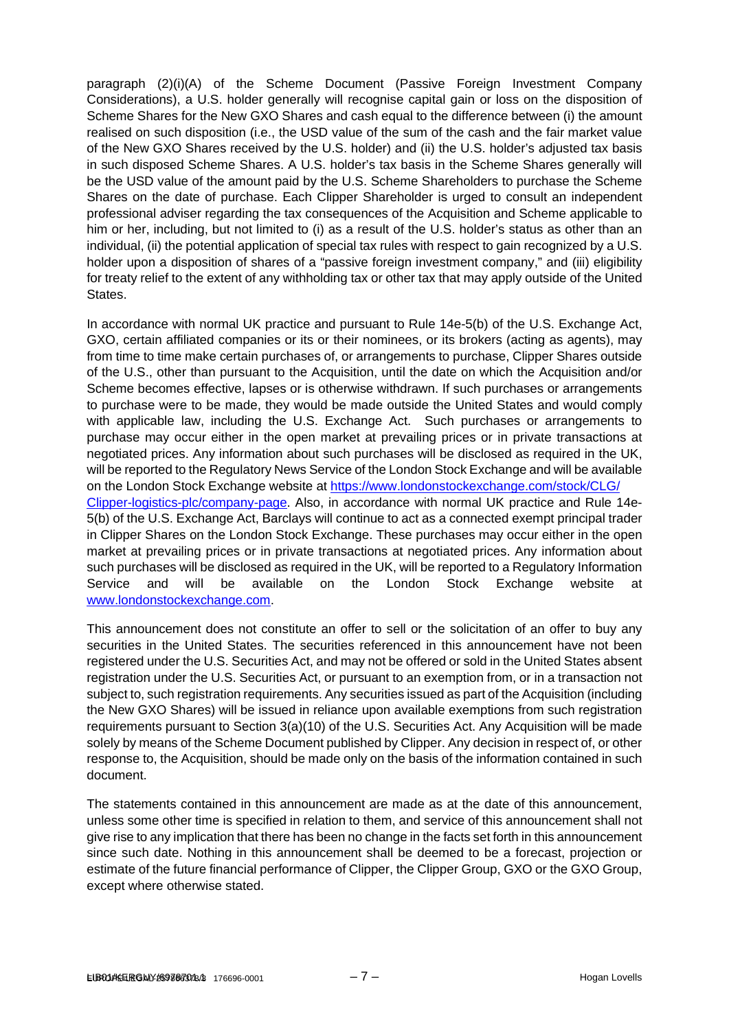paragraph (2)(i)(A) of the Scheme Document (Passive Foreign Investment Company Considerations), a U.S. holder generally will recognise capital gain or loss on the disposition of Scheme Shares for the New GXO Shares and cash equal to the difference between (i) the amount realised on such disposition (i.e., the USD value of the sum of the cash and the fair market value of the New GXO Shares received by the U.S. holder) and (ii) the U.S. holder's adjusted tax basis in such disposed Scheme Shares. A U.S. holder's tax basis in the Scheme Shares generally will be the USD value of the amount paid by the U.S. Scheme Shareholders to purchase the Scheme Shares on the date of purchase. Each Clipper Shareholder is urged to consult an independent professional adviser regarding the tax consequences of the Acquisition and Scheme applicable to him or her, including, but not limited to (i) as a result of the U.S. holder's status as other than an individual, (ii) the potential application of special tax rules with respect to gain recognized by a U.S. holder upon a disposition of shares of a "passive foreign investment company," and (iii) eligibility for treaty relief to the extent of any withholding tax or other tax that may apply outside of the United States.

In accordance with normal UK practice and pursuant to Rule 14e-5(b) of the U.S. Exchange Act, GXO, certain affiliated companies or its or their nominees, or its brokers (acting as agents), may from time to time make certain purchases of, or arrangements to purchase, Clipper Shares outside of the U.S., other than pursuant to the Acquisition, until the date on which the Acquisition and/or Scheme becomes effective, lapses or is otherwise withdrawn. If such purchases or arrangements to purchase were to be made, they would be made outside the United States and would comply with applicable law, including the U.S. Exchange Act. Such purchases or arrangements to purchase may occur either in the open market at prevailing prices or in private transactions at negotiated prices. Any information about such purchases will be disclosed as required in the UK, will be reported to the Regulatory News Service of the London Stock Exchange and will be available on the London Stock Exchange website at https://www.londonstockexchange.com/stock/CLG/Clipper-logistics-plc/company-page. Also, in accordance with normal UK practice and Rule 14e-5(b) of the U.S. Exchange Act, Barclays will continue to act as a connected exempt principal trader in Clipper Shares on the London Stock Exchange. These purchases may occur either in the open market at prevailing prices or in private transactions at negotiated prices. Any information about such purchases will be disclosed as required in the UK, will be reported to a Regulatory Information Service and will be available on the London Stock Exchange website at www.londonstockexchange.com.

This announcement does not constitute an offer to sell or the solicitation of an offer to buy any securities in the United States. The securities referenced in this announcement have not been registered under the U.S. Securities Act, and may not be offered or sold in the United States absent registration under the U.S. Securities Act, or pursuant to an exemption from, or in a transaction not subject to, such registration requirements. Any securities issued as part of the Acquisition (including the New GXO Shares) will be issued in reliance upon available exemptions from such registration requirements pursuant to Section 3(a)(10) of the U.S. Securities Act. Any Acquisition will be made solely by means of the Scheme Document published by Clipper. Any decision in respect of, or other response to, the Acquisition, should be made only on the basis of the information contained in such document.

The statements contained in this announcement are made as at the date of this announcement, unless some other time is specified in relation to them, and service of this announcement shall not give rise to any implication that there has been no change in the facts set forth in this announcement since such date. Nothing in this announcement shall be deemed to be a forecast, projection or estimate of the future financial performance of Clipper, the Clipper Group, GXO or the GXO Group, except where otherwise stated.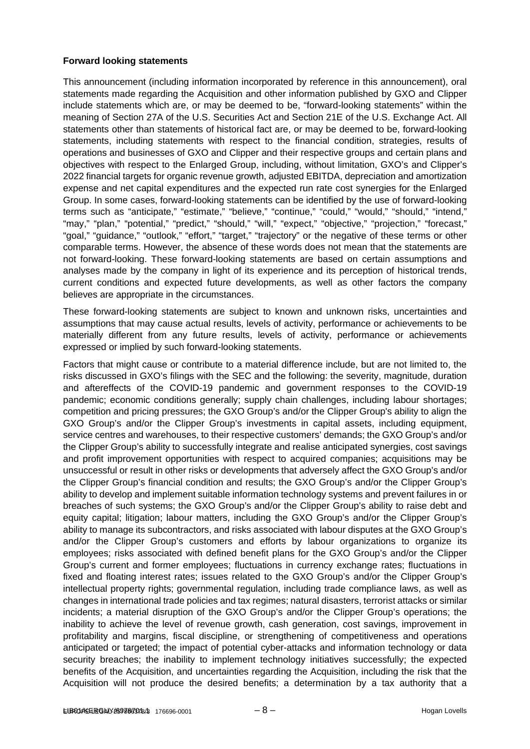**Forward looking statements**

This announcement (including information incorporated by reference in this announcement), oral statements made regarding the Acquisition and other information published by GXO and Clipper include statements which are, or may be deemed to be, "forward-looking statements" within the meaning of Section 27A of the U.S. Securities Act and Section 21E of the U.S. Exchange Act. All statements other than statements of historical fact are, or may be deemed to be, forward-looking statements, including statements with respect to the financial condition, strategies, results of operations and businesses of GXO and Clipper and their respective groups and certain plans and objectives with respect to the Enlarged Group, including, without limitation, GXO's and Clipper's 2022 financial targets for organic revenue growth, adjusted EBITDA, depreciation and amortization expense and net capital expenditures and the expected run rate cost synergies for the Enlarged Group. In some cases, forward-looking statements can be identified by the use of forward-looking terms such as "anticipate," "estimate," "believe," "continue," "could," "would," "should," "intend," "may," "plan," "potential," "predict," "should," "will," "expect," "objective," "projection," "forecast," "goal," "guidance," "outlook," "effort," "target," "trajectory" or the negative of these terms or other comparable terms. However, the absence of these words does not mean that the statements are not forward-looking. These forward-looking statements are based on certain assumptions and analyses made by the company in light of its experience and its perception of historical trends, current conditions and expected future developments, as well as other factors the company believes are appropriate in the circumstances.

These forward-looking statements are subject to known and unknown risks, uncertainties and assumptions that may cause actual results, levels of activity, performance or achievements to be materially different from any future results, levels of activity, performance or achievements expressed or implied by such forward-looking statements.

Factors that might cause or contribute to a material difference include, but are not limited to, the risks discussed in GXO's filings with the SEC and the following: the severity, magnitude, duration and aftereffects of the COVID-19 pandemic and government responses to the COVID-19 pandemic; economic conditions generally; supply chain challenges, including labour shortages; competition and pricing pressures; the GXO Group's and/or the Clipper Group's ability to align the GXO Group's and/or the Clipper Group's investments in capital assets, including equipment, service centres and warehouses, to their respective customers' demands; the GXO Group's and/or the Clipper Group's ability to successfully integrate and realise anticipated synergies, cost savings and profit improvement opportunities with respect to acquired companies; acquisitions may be unsuccessful or result in other risks or developments that adversely affect the GXO Group's and/or the Clipper Group's financial condition and results; the GXO Group's and/or the Clipper Group's ability to develop and implement suitable information technology systems and prevent failures in or breaches of such systems; the GXO Group's and/or the Clipper Group's ability to raise debt and equity capital; litigation; labour matters, including the GXO Group's and/or the Clipper Group's ability to manage its subcontractors, and risks associated with labour disputes at the GXO Group's and/or the Clipper Group's customers and efforts by labour organizations to organize its employees; risks associated with defined benefit plans for the GXO Group's and/or the Clipper Group's current and former employees; fluctuations in currency exchange rates; fluctuations in fixed and floating interest rates; issues related to the GXO Group's and/or the Clipper Group's intellectual property rights; governmental regulation, including trade compliance laws, as well as changes in international trade policies and tax regimes; natural disasters, terrorist attacks or similar incidents; a material disruption of the GXO Group's and/or the Clipper Group's operations; the inability to achieve the level of revenue growth, cash generation, cost savings, improvement in profitability and margins, fiscal discipline, or strengthening of competitiveness and operations anticipated or targeted; the impact of potential cyber-attacks and information technology or data security breaches; the inability to implement technology initiatives successfully; the expected benefits of the Acquisition, and uncertainties regarding the Acquisition, including the risk that the Acquisition will not produce the desired benefits; a determination by a tax authority that a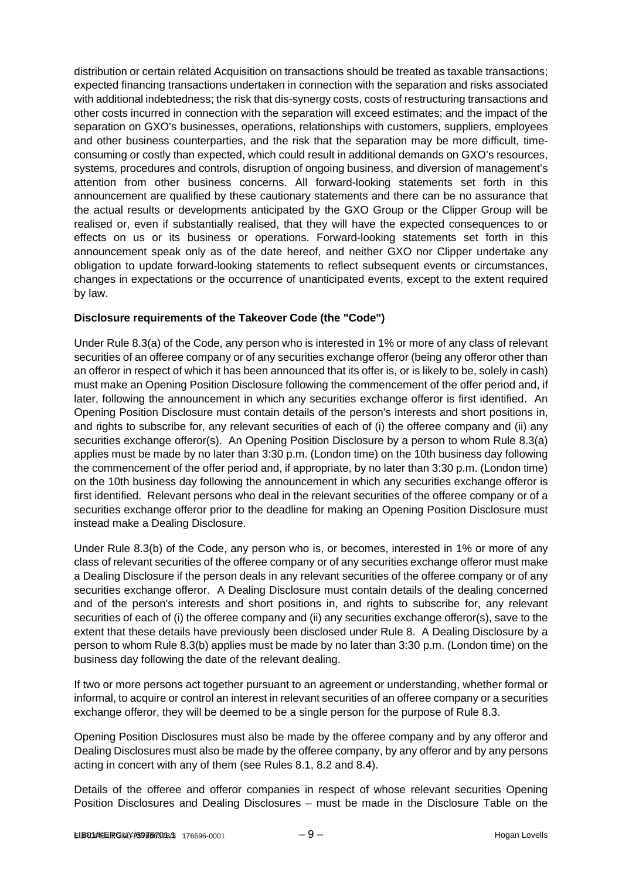distribution or certain related Acquisition on transactions should be treated as taxable transactions; expected financing transactions undertaken in connection with the separation and risks associated with additional indebtedness; the risk that dis-synergy costs, costs of restructuring transactions and other costs incurred in connection with the separation will exceed estimates; and the impact of the separation on GXO's businesses, operations, relationships with customers, suppliers, employees and other business counterparties, and the risk that the separation may be more difficult, time-consuming or costly than expected, which could result in additional demands on GXO's resources, systems, procedures and controls, disruption of ongoing business, and diversion of management's attention from other business concerns. All forward-looking statements set forth in this announcement are qualified by these cautionary statements and there can be no assurance that the actual results or developments anticipated by the GXO Group or the Clipper Group will be realised or, even if substantially realised, that they will have the expected consequences to or effects on us or its business or operations. Forward-looking statements set forth in this announcement speak only as of the date hereof, and neither GXO nor Clipper undertake any obligation to update forward-looking statements to reflect subsequent events or circumstances, changes in expectations or the occurrence of unanticipated events, except to the extent required by law.

**Disclosure requirements of the Takeover Code (the "Code")**

Under Rule 8.3(a) of the Code, any person who is interested in 1% or more of any class of relevant securities of an offeree company or of any securities exchange offeror (being any offeror other than an offeror in respect of which it has been announced that its offer is, or is likely to be, solely in cash) must make an Opening Position Disclosure following the commencement of the offer period and, if later, following the announcement in which any securities exchange offeror is first identified. An Opening Position Disclosure must contain details of the person's interests and short positions in, and rights to subscribe for, any relevant securities of each of (i) the offeree company and (ii) any securities exchange offeror(s). An Opening Position Disclosure by a person to whom Rule 8.3(a) applies must be made by no later than 3:30 p.m. (London time) on the 10th business day following the commencement of the offer period and, if appropriate, by no later than 3:30 p.m. (London time) on the 10th business day following the announcement in which any securities exchange offeror is first identified. Relevant persons who deal in the relevant securities of the offeree company or of a securities exchange offeror prior to the deadline for making an Opening Position Disclosure must instead make a Dealing Disclosure.

Under Rule 8.3(b) of the Code, any person who is, or becomes, interested in 1% or more of any class of relevant securities of the offeree company or of any securities exchange offeror must make a Dealing Disclosure if the person deals in any relevant securities of the offeree company or of any securities exchange offeror. A Dealing Disclosure must contain details of the dealing concerned and of the person's interests and short positions in, and rights to subscribe for, any relevant securities of each of (i) the offeree company and (ii) any securities exchange offeror(s), save to the extent that these details have previously been disclosed under Rule 8. A Dealing Disclosure by a person to whom Rule 8.3(b) applies must be made by no later than 3:30 p.m. (London time) on the business day following the date of the relevant dealing.

If two or more persons act together pursuant to an agreement or understanding, whether formal or informal, to acquire or control an interest in relevant securities of an offeree company or a securities exchange offeror, they will be deemed to be a single person for the purpose of Rule 8.3.

Opening Position Disclosures must also be made by the offeree company and by any offeror and Dealing Disclosures must also be made by the offeree company, by any offeror and by any persons acting in concert with any of them (see Rules 8.1, 8.2 and 8.4).

Details of the offeree and offeror companies in respect of whose relevant securities Opening Position Disclosures and Dealing Disclosures – must be made in the Disclosure Table on the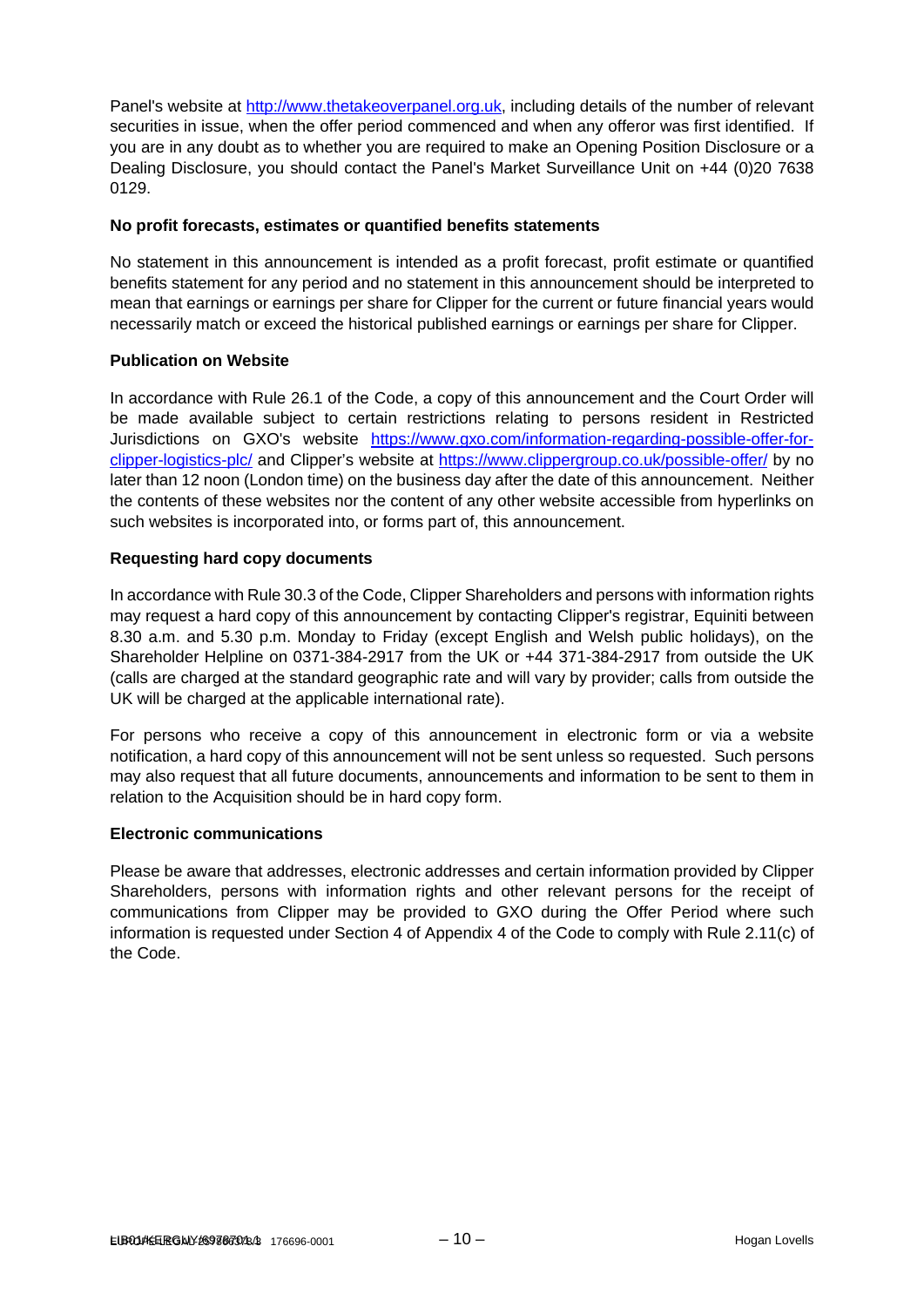Panel's website at http://www.thetakeoverpanel.org.uk, including details of the number of relevant securities in issue, when the offer period commenced and when any offeror was first identified. If you are in any doubt as to whether you are required to make an Opening Position Disclosure or a Dealing Disclosure, you should contact the Panel's Market Surveillance Unit on +44 (0)20 7638 0129.

**No profit forecasts, estimates or quantified benefits statements**

No statement in this announcement is intended as a profit forecast, profit estimate or quantified benefits statement for any period and no statement in this announcement should be interpreted to mean that earnings or earnings per share for Clipper for the current or future financial years would necessarily match or exceed the historical published earnings or earnings per share for Clipper.

**Publication on Website**

In accordance with Rule 26.1 of the Code, a copy of this announcement and the Court Order will be made available subject to certain restrictions relating to persons resident in Restricted Jurisdictions on GXO's website https://www.gxo.com/information-regarding-possible-offer-for-clipper-logistics-plc/ and Clipper's website at https://www.clippergroup.co.uk/possible-offer/ by no later than 12 noon (London time) on the business day after the date of this announcement. Neither the contents of these websites nor the content of any other website accessible from hyperlinks on such websites is incorporated into, or forms part of, this announcement.

**Requesting hard copy documents**

In accordance with Rule 30.3 of the Code, Clipper Shareholders and persons with information rights may request a hard copy of this announcement by contacting Clipper's registrar, Equiniti between 8.30 a.m. and 5.30 p.m. Monday to Friday (except English and Welsh public holidays), on the Shareholder Helpline on 0371-384-2917 from the UK or +44 371-384-2917 from outside the UK (calls are charged at the standard geographic rate and will vary by provider; calls from outside the UK will be charged at the applicable international rate).

For persons who receive a copy of this announcement in electronic form or via a website notification, a hard copy of this announcement will not be sent unless so requested. Such persons may also request that all future documents, announcements and information to be sent to them in relation to the Acquisition should be in hard copy form.

**Electronic communications**

Please be aware that addresses, electronic addresses and certain information provided by Clipper Shareholders, persons with information rights and other relevant persons for the receipt of communications from Clipper may be provided to GXO during the Offer Period where such information is requested under Section 4 of Appendix 4 of the Code to comply with Rule 2.11(c) of the Code.